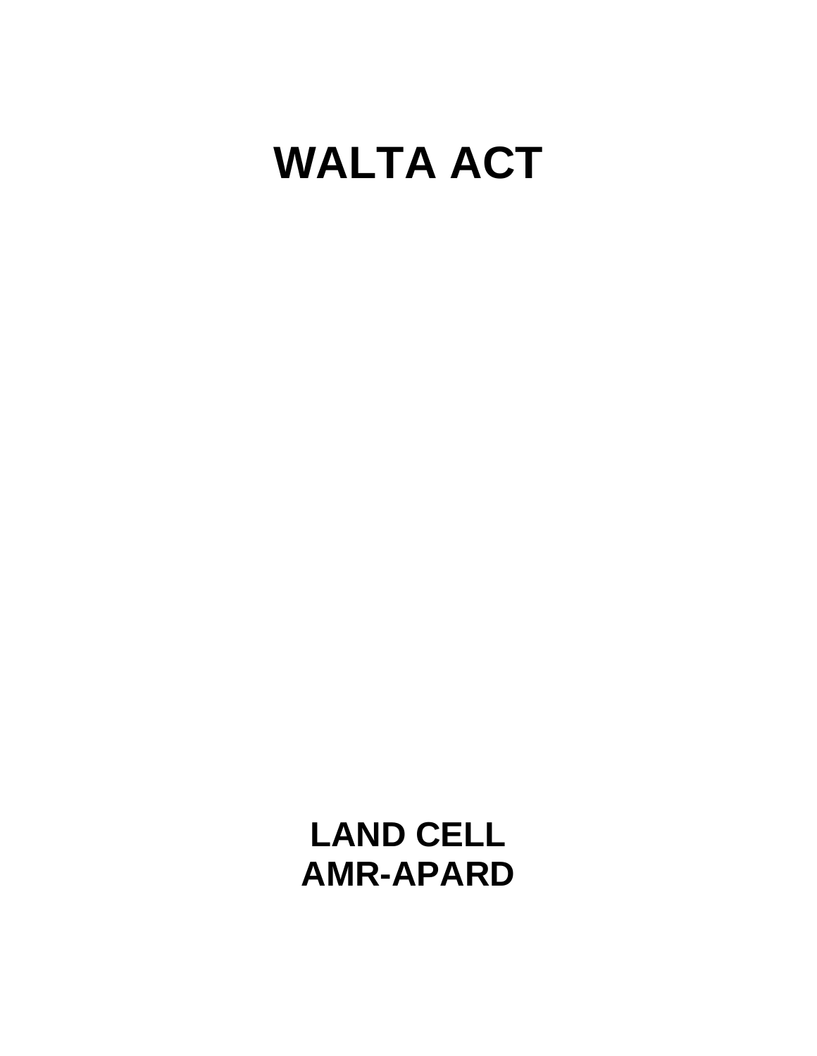# WALTA ACT

**LAND CELL**
**AMR-APARD**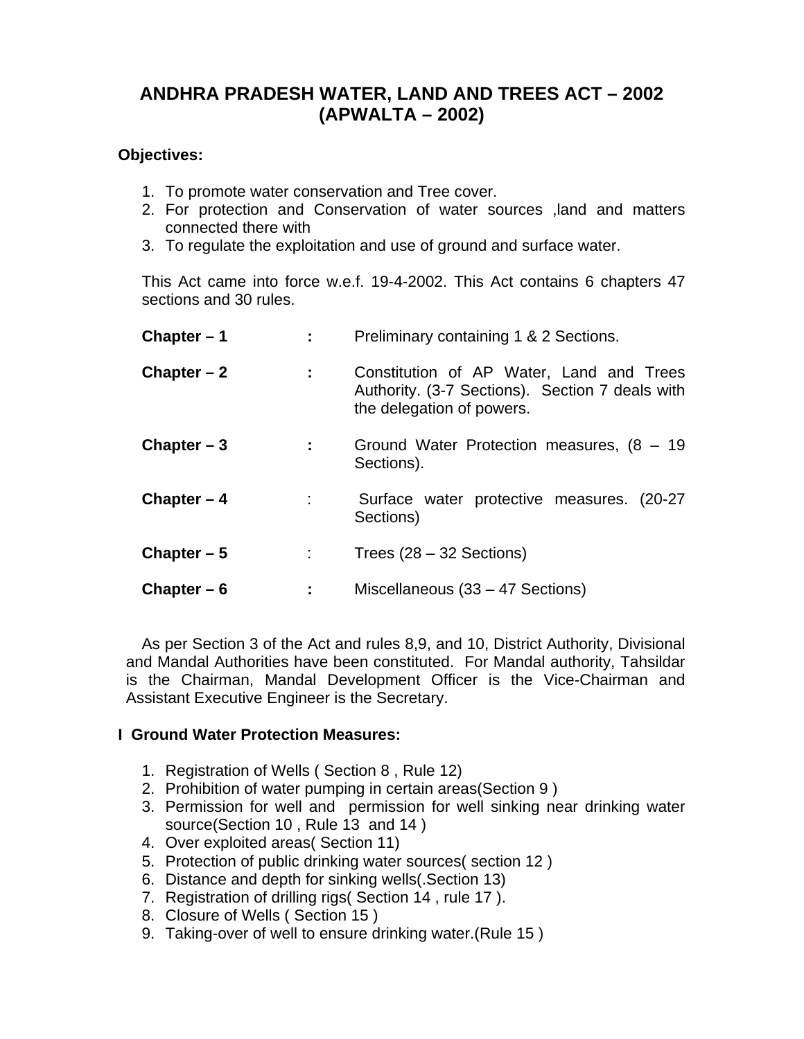# ANDHRA PRADESH WATER, LAND AND TREES ACT – 2002 (APWALTA – 2002)

**Objectives:**

1. To promote water conservation and Tree cover.
2. For protection and Conservation of water sources ,land and matters connected there with
3. To regulate the exploitation and use of ground and surface water.

This Act came into force w.e.f. 19-4-2002. This Act contains 6 chapters 47 sections and 30 rules.

| | | |
|---|---|---|
| **Chapter – 1** | **:** | Preliminary containing 1 & 2 Sections. |
| **Chapter – 2** | **:** | Constitution of AP Water, Land and Trees Authority. (3-7 Sections). Section 7 deals with the delegation of powers. |
| **Chapter – 3** | **:** | Ground Water Protection measures, (8 – 19 Sections). |
| **Chapter – 4** | : | Surface water protective measures. (20-27 Sections) |
| **Chapter – 5** | : | Trees (28 – 32 Sections) |
| **Chapter – 6** | **:** | Miscellaneous (33 – 47 Sections) |

As per Section 3 of the Act and rules 8,9, and 10, District Authority, Divisional and Mandal Authorities have been constituted. For Mandal authority, Tahsildar is the Chairman, Mandal Development Officer is the Vice-Chairman and Assistant Executive Engineer is the Secretary.

**I Ground Water Protection Measures:**

1. Registration of Wells ( Section 8 , Rule 12)
2. Prohibition of water pumping in certain areas(Section 9 )
3. Permission for well and permission for well sinking near drinking water source(Section 10 , Rule 13 and 14 )
4. Over exploited areas( Section 11)
5. Protection of public drinking water sources( section 12 )
6. Distance and depth for sinking wells(.Section 13)
7. Registration of drilling rigs( Section 14 , rule 17 ).
8. Closure of Wells ( Section 15 )
9. Taking-over of well to ensure drinking water.(Rule 15 )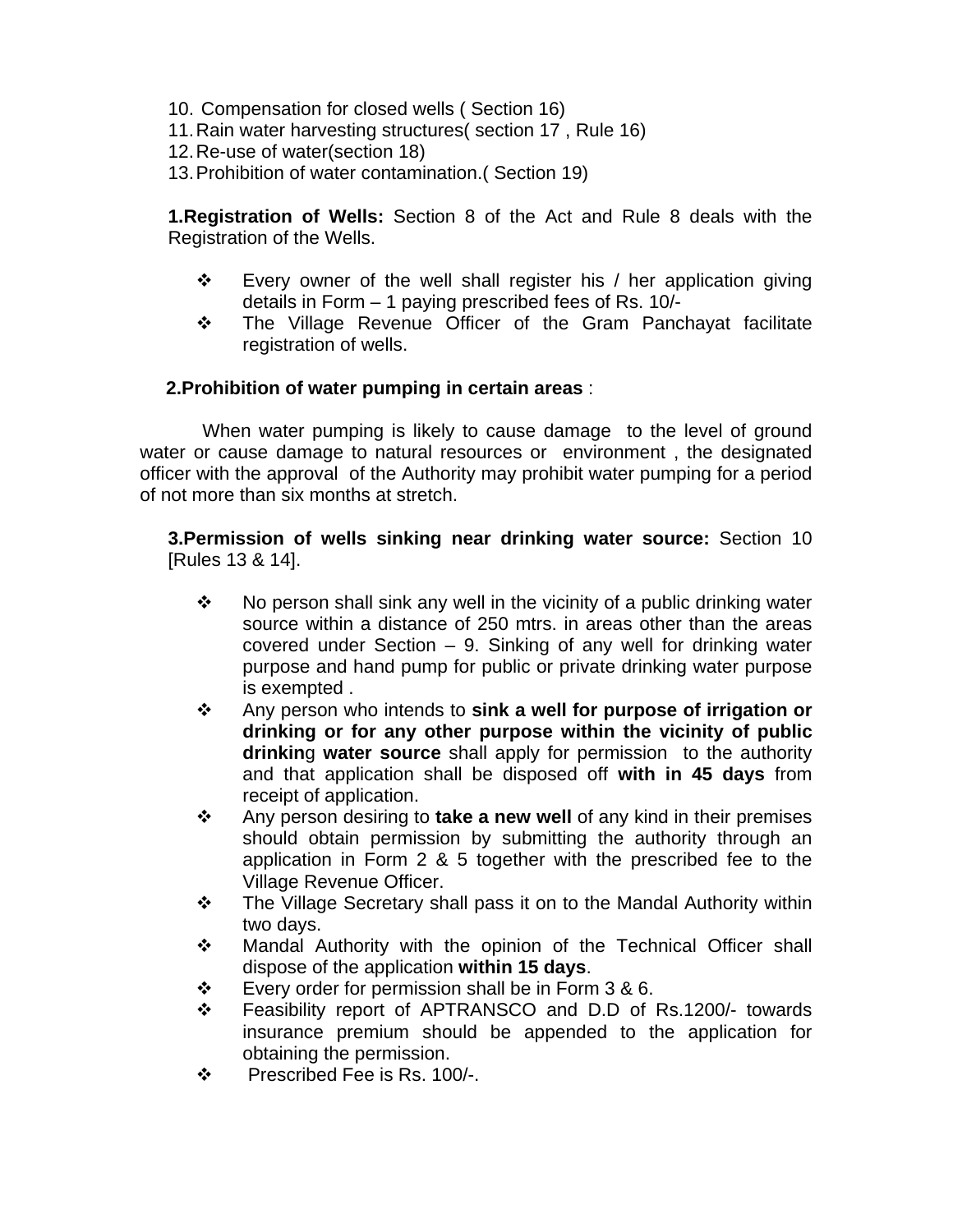10. Compensation for closed wells ( Section 16)
11. Rain water harvesting structures( section 17 , Rule 16)
12. Re-use of water(section 18)
13. Prohibition of water contamination.( Section 19)

**1.Registration of Wells:** Section 8 of the Act and Rule 8 deals with the Registration of the Wells.

- Every owner of the well shall register his / her application giving details in Form – 1 paying prescribed fees of Rs. 10/-
- The Village Revenue Officer of the Gram Panchayat facilitate registration of wells.

**2.Prohibition of water pumping in certain areas** :

When water pumping is likely to cause damage to the level of ground water or cause damage to natural resources or environment , the designated officer with the approval of the Authority may prohibit water pumping for a period of not more than six months at stretch.

**3.Permission of wells sinking near drinking water source:** Section 10 [Rules 13 & 14].

- No person shall sink any well in the vicinity of a public drinking water source within a distance of 250 mtrs. in areas other than the areas covered under Section – 9. Sinking of any well for drinking water purpose and hand pump for public or private drinking water purpose is exempted .
- Any person who intends to **sink a well for purpose of irrigation or drinking or for any other purpose within the vicinity of public drinking water source** shall apply for permission to the authority and that application shall be disposed off **with in 45 days** from receipt of application.
- Any person desiring to **take a new well** of any kind in their premises should obtain permission by submitting the authority through an application in Form 2 & 5 together with the prescribed fee to the Village Revenue Officer.
- The Village Secretary shall pass it on to the Mandal Authority within two days.
- Mandal Authority with the opinion of the Technical Officer shall dispose of the application **within 15 days**.
- Every order for permission shall be in Form 3 & 6.
- Feasibility report of APTRANSCO and D.D of Rs.1200/- towards insurance premium should be appended to the application for obtaining the permission.
- Prescribed Fee is Rs. 100/-.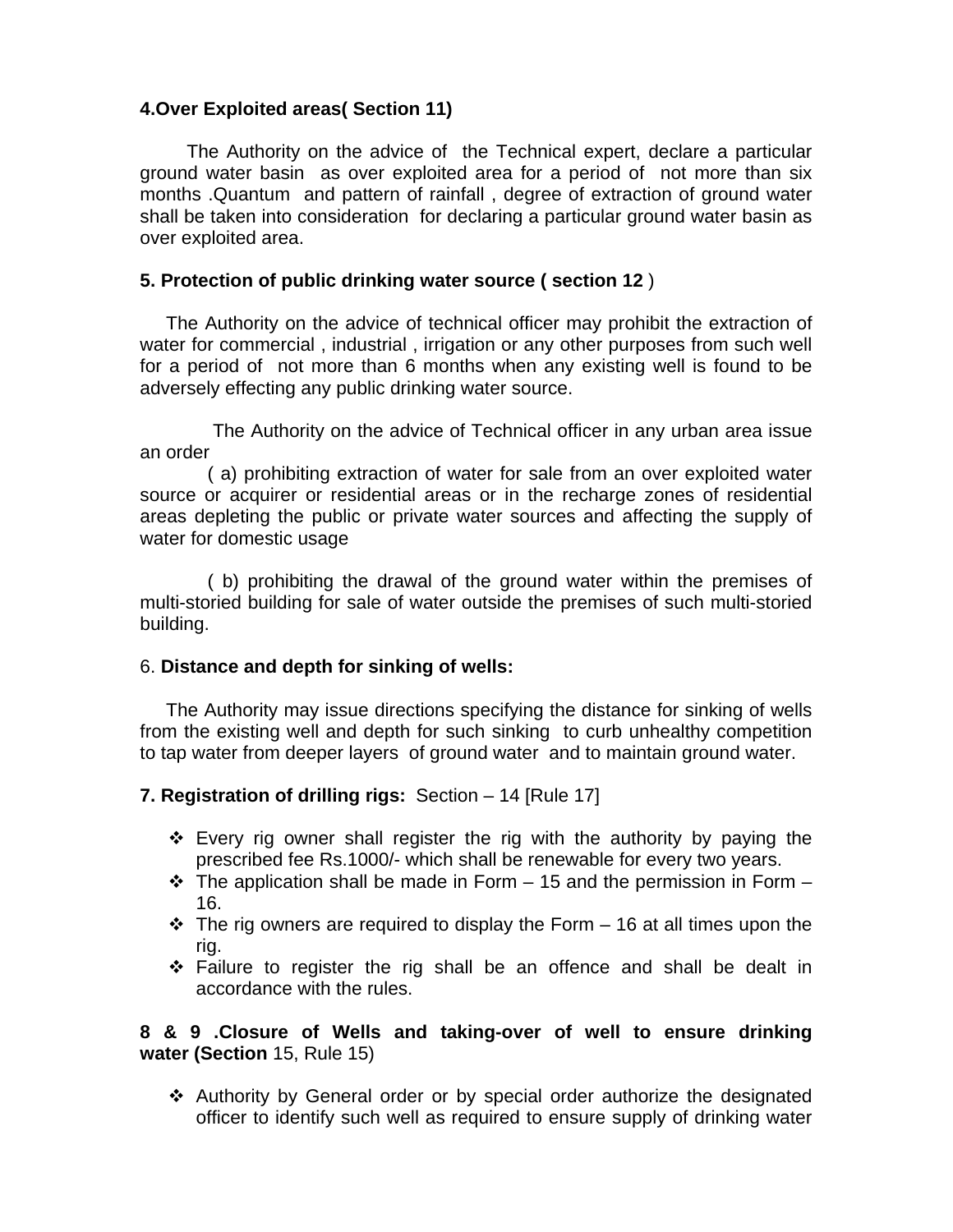**4.Over Exploited areas( Section 11)**

The Authority on the advice of the Technical expert, declare a particular ground water basin as over exploited area for a period of not more than six months .Quantum and pattern of rainfall , degree of extraction of ground water shall be taken into consideration for declaring a particular ground water basin as over exploited area.

**5. Protection of public drinking water source ( section 12** )

The Authority on the advice of technical officer may prohibit the extraction of water for commercial , industrial , irrigation or any other purposes from such well for a period of not more than 6 months when any existing well is found to be adversely effecting any public drinking water source.

The Authority on the advice of Technical officer in any urban area issue an order

( a) prohibiting extraction of water for sale from an over exploited water source or acquirer or residential areas or in the recharge zones of residential areas depleting the public or private water sources and affecting the supply of water for domestic usage

( b) prohibiting the drawal of the ground water within the premises of multi-storied building for sale of water outside the premises of such multi-storied building.

6. **Distance and depth for sinking of wells:**

The Authority may issue directions specifying the distance for sinking of wells from the existing well and depth for such sinking to curb unhealthy competition to tap water from deeper layers of ground water and to maintain ground water.

**7. Registration of drilling rigs:** Section – 14 [Rule 17]

- Every rig owner shall register the rig with the authority by paying the prescribed fee Rs.1000/- which shall be renewable for every two years.
- The application shall be made in Form – 15 and the permission in Form – 16.
- The rig owners are required to display the Form – 16 at all times upon the rig.
- Failure to register the rig shall be an offence and shall be dealt in accordance with the rules.

**8 & 9 .Closure of Wells and taking-over of well to ensure drinking water (Section** 15, Rule 15)

- Authority by General order or by special order authorize the designated officer to identify such well as required to ensure supply of drinking water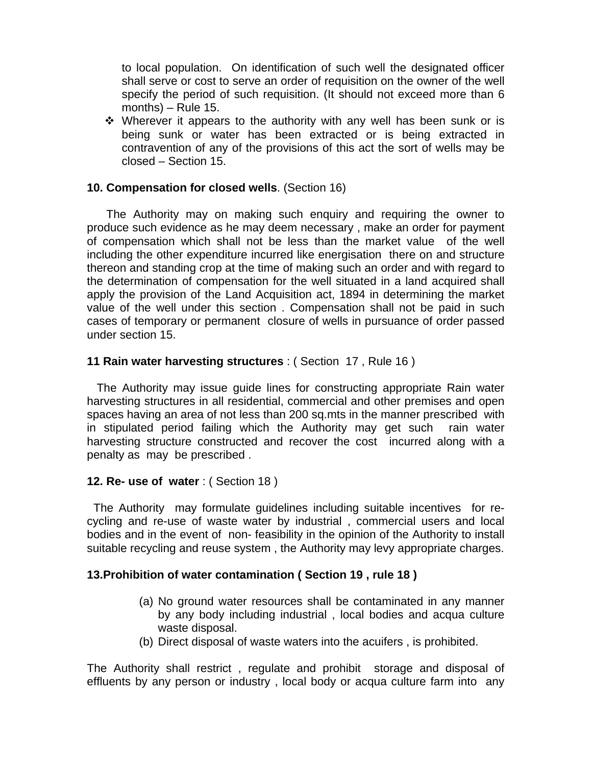to local population. On identification of such well the designated officer shall serve or cost to serve an order of requisition on the owner of the well specify the period of such requisition. (It should not exceed more than 6 months) – Rule 15.

- Wherever it appears to the authority with any well has been sunk or is being sunk or water has been extracted or is being extracted in contravention of any of the provisions of this act the sort of wells may be closed – Section 15.

**10. Compensation for closed wells**. (Section 16)

The Authority may on making such enquiry and requiring the owner to produce such evidence as he may deem necessary , make an order for payment of compensation which shall not be less than the market value of the well including the other expenditure incurred like energisation there on and structure thereon and standing crop at the time of making such an order and with regard to the determination of compensation for the well situated in a land acquired shall apply the provision of the Land Acquisition act, 1894 in determining the market value of the well under this section . Compensation shall not be paid in such cases of temporary or permanent closure of wells in pursuance of order passed under section 15.

**11 Rain water harvesting structures** : ( Section 17 , Rule 16 )

The Authority may issue guide lines for constructing appropriate Rain water harvesting structures in all residential, commercial and other premises and open spaces having an area of not less than 200 sq.mts in the manner prescribed with in stipulated period failing which the Authority may get such rain water harvesting structure constructed and recover the cost incurred along with a penalty as may be prescribed .

**12. Re- use of water** : ( Section 18 )

The Authority may formulate guidelines including suitable incentives for re-cycling and re-use of waste water by industrial , commercial users and local bodies and in the event of non- feasibility in the opinion of the Authority to install suitable recycling and reuse system , the Authority may levy appropriate charges.

**13.Prohibition of water contamination ( Section 19 , rule 18 )**

(a) No ground water resources shall be contaminated in any manner by any body including industrial , local bodies and acqua culture waste disposal.
(b) Direct disposal of waste waters into the acuifers , is prohibited.

The Authority shall restrict , regulate and prohibit storage and disposal of effluents by any person or industry , local body or acqua culture farm into any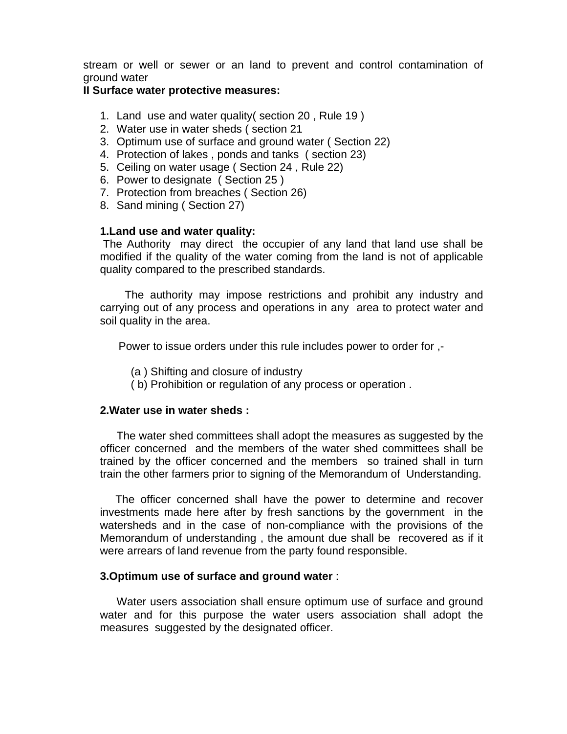stream or well or sewer or an land to prevent and control contamination of ground water

**II Surface water protective measures:**

1. Land use and water quality( section 20 , Rule 19 )
2. Water use in water sheds ( section 21
3. Optimum use of surface and ground water ( Section 22)
4. Protection of lakes , ponds and tanks ( section 23)
5. Ceiling on water usage ( Section 24 , Rule 22)
6. Power to designate ( Section 25 )
7. Protection from breaches ( Section 26)
8. Sand mining ( Section 27)

**1.Land use and water quality:**

The Authority may direct the occupier of any land that land use shall be modified if the quality of the water coming from the land is not of applicable quality compared to the prescribed standards.

The authority may impose restrictions and prohibit any industry and carrying out of any process and operations in any area to protect water and soil quality in the area.

Power to issue orders under this rule includes power to order for ,-

(a ) Shifting and closure of industry
( b) Prohibition or regulation of any process or operation .

**2.Water use in water sheds :**

The water shed committees shall adopt the measures as suggested by the officer concerned and the members of the water shed committees shall be trained by the officer concerned and the members so trained shall in turn train the other farmers prior to signing of the Memorandum of Understanding.

The officer concerned shall have the power to determine and recover investments made here after by fresh sanctions by the government in the watersheds and in the case of non-compliance with the provisions of the Memorandum of understanding , the amount due shall be recovered as if it were arrears of land revenue from the party found responsible.

**3.Optimum use of surface and ground water** :

Water users association shall ensure optimum use of surface and ground water and for this purpose the water users association shall adopt the measures suggested by the designated officer.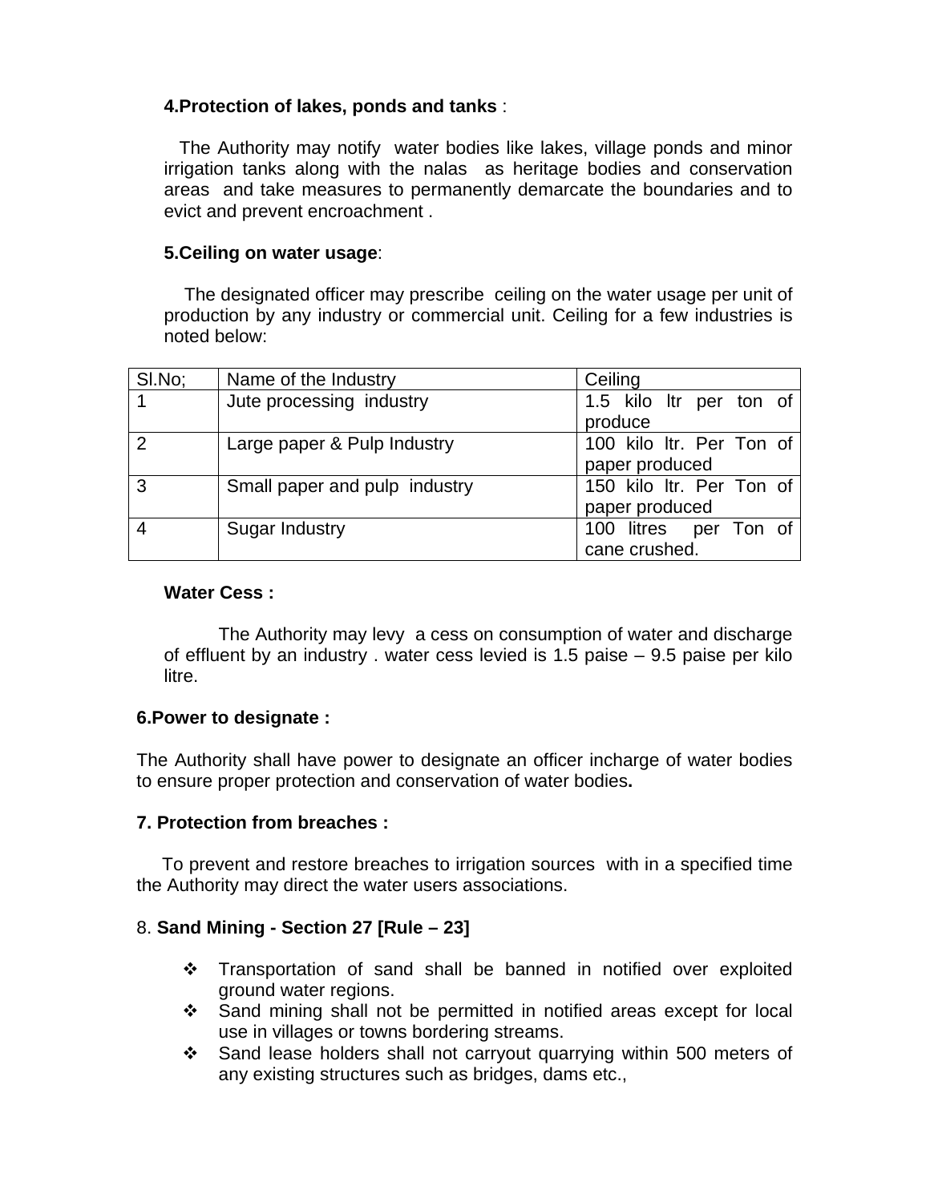**4.Protection of lakes, ponds and tanks** :

The Authority may notify water bodies like lakes, village ponds and minor irrigation tanks along with the nalas as heritage bodies and conservation areas and take measures to permanently demarcate the boundaries and to evict and prevent encroachment .

**5.Ceiling on water usage**:

The designated officer may prescribe ceiling on the water usage per unit of production by any industry or commercial unit. Ceiling for a few industries is noted below:

| Sl.No; | Name of the Industry | Ceiling |
|---|---|---|
| 1 | Jute processing industry | 1.5 kilo ltr per ton of produce |
| 2 | Large paper & Pulp Industry | 100 kilo ltr. Per Ton of paper produced |
| 3 | Small paper and pulp industry | 150 kilo ltr. Per Ton of paper produced |
| 4 | Sugar Industry | 100 litres per Ton of cane crushed. |

**Water Cess :**

The Authority may levy a cess on consumption of water and discharge of effluent by an industry . water cess levied is 1.5 paise – 9.5 paise per kilo litre.

**6.Power to designate :**

The Authority shall have power to designate an officer incharge of water bodies to ensure proper protection and conservation of water bodies**.**

**7. Protection from breaches :**

To prevent and restore breaches to irrigation sources with in a specified time the Authority may direct the water users associations.

8. **Sand Mining - Section 27 [Rule – 23]**

- Transportation of sand shall be banned in notified over exploited ground water regions.
- Sand mining shall not be permitted in notified areas except for local use in villages or towns bordering streams.
- Sand lease holders shall not carryout quarrying within 500 meters of any existing structures such as bridges, dams etc.,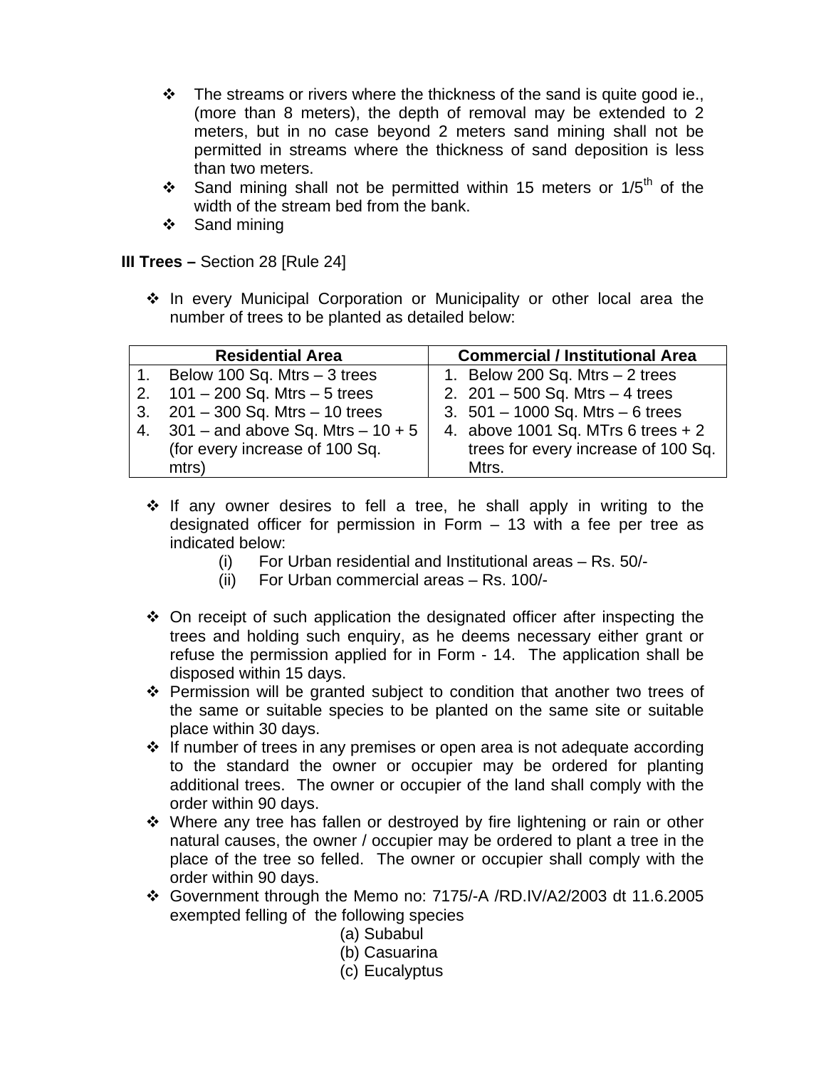- The streams or rivers where the thickness of the sand is quite good ie., (more than 8 meters), the depth of removal may be extended to 2 meters, but in no case beyond 2 meters sand mining shall not be permitted in streams where the thickness of sand deposition is less than two meters.
- Sand mining shall not be permitted within 15 meters or 1/5th of the width of the stream bed from the bank.
- Sand mining

**III Trees –** Section 28 [Rule 24]

- In every Municipal Corporation or Municipality or other local area the number of trees to be planted as detailed below:

| Residential Area | Commercial / Institutional Area |
|---|---|
| 1. Below 100 Sq. Mtrs – 3 trees<br>2. 101 – 200 Sq. Mtrs – 5 trees<br>3. 201 – 300 Sq. Mtrs – 10 trees<br>4. 301 – and above Sq. Mtrs – 10 + 5 (for every increase of 100 Sq. mtrs) | 1. Below 200 Sq. Mtrs – 2 trees<br>2. 201 – 500 Sq. Mtrs – 4 trees<br>3. 501 – 1000 Sq. Mtrs – 6 trees<br>4. above 1001 Sq. MTrs 6 trees + 2 trees for every increase of 100 Sq. Mtrs. |

- If any owner desires to fell a tree, he shall apply in writing to the designated officer for permission in Form – 13 with a fee per tree as indicated below:
  - (i) For Urban residential and Institutional areas – Rs. 50/-
  - (ii) For Urban commercial areas – Rs. 100/-

- On receipt of such application the designated officer after inspecting the trees and holding such enquiry, as he deems necessary either grant or refuse the permission applied for in Form - 14. The application shall be disposed within 15 days.
- Permission will be granted subject to condition that another two trees of the same or suitable species to be planted on the same site or suitable place within 30 days.
- If number of trees in any premises or open area is not adequate according to the standard the owner or occupier may be ordered for planting additional trees. The owner or occupier of the land shall comply with the order within 90 days.
- Where any tree has fallen or destroyed by fire lightening or rain or other natural causes, the owner / occupier may be ordered to plant a tree in the place of the tree so felled. The owner or occupier shall comply with the order within 90 days.
- Government through the Memo no: 7175/-A /RD.IV/A2/2003 dt 11.6.2005 exempted felling of the following species
  - (a) Subabul
  - (b) Casuarina
  - (c) Eucalyptus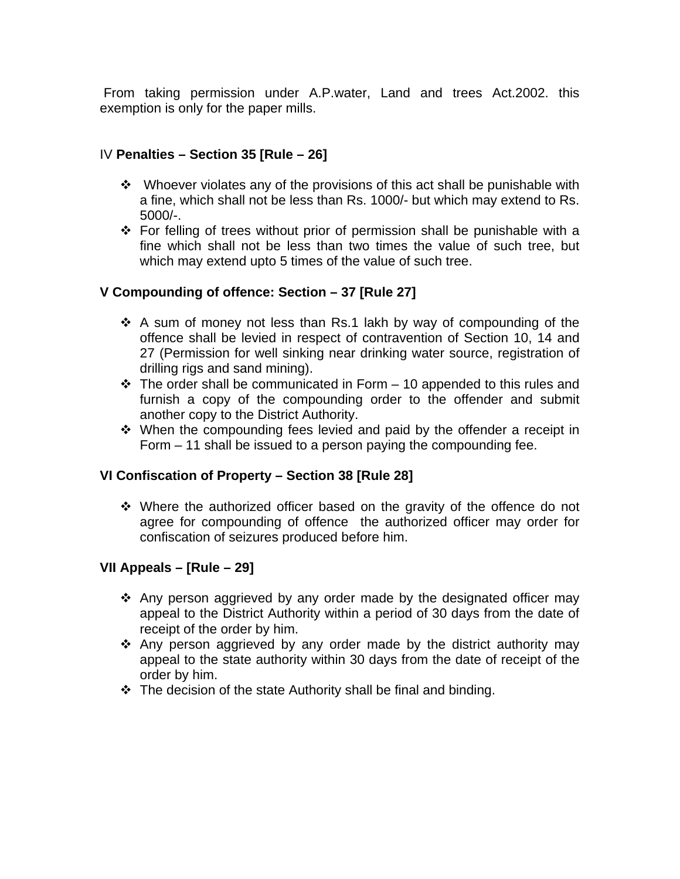From taking permission under A.P.water, Land and trees Act.2002. this exemption is only for the paper mills.

### IV **Penalties – Section 35 [Rule – 26]**

- Whoever violates any of the provisions of this act shall be punishable with a fine, which shall not be less than Rs. 1000/- but which may extend to Rs. 5000/-.
- For felling of trees without prior of permission shall be punishable with a fine which shall not be less than two times the value of such tree, but which may extend upto 5 times of the value of such tree.

### V Compounding of offence: Section – 37 [Rule 27]

- A sum of money not less than Rs.1 lakh by way of compounding of the offence shall be levied in respect of contravention of Section 10, 14 and 27 (Permission for well sinking near drinking water source, registration of drilling rigs and sand mining).
- The order shall be communicated in Form – 10 appended to this rules and furnish a copy of the compounding order to the offender and submit another copy to the District Authority.
- When the compounding fees levied and paid by the offender a receipt in Form – 11 shall be issued to a person paying the compounding fee.

### VI Confiscation of Property – Section 38 [Rule 28]

- Where the authorized officer based on the gravity of the offence do not agree for compounding of offence the authorized officer may order for confiscation of seizures produced before him.

### VII Appeals – [Rule – 29]

- Any person aggrieved by any order made by the designated officer may appeal to the District Authority within a period of 30 days from the date of receipt of the order by him.
- Any person aggrieved by any order made by the district authority may appeal to the state authority within 30 days from the date of receipt of the order by him.
- The decision of the state Authority shall be final and binding.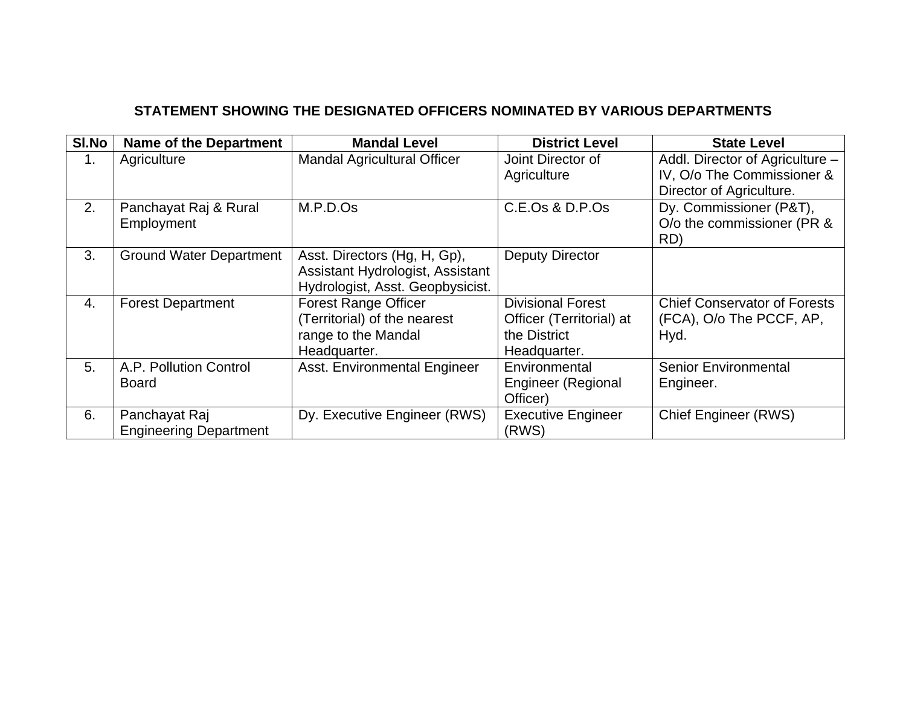**STATEMENT SHOWING THE DESIGNATED OFFICERS NOMINATED BY VARIOUS DEPARTMENTS**

| Sl.No | Name of the Department | Mandal Level | District Level | State Level |
|---|---|---|---|---|
| 1. | Agriculture | Mandal Agricultural Officer | Joint Director of Agriculture | Addl. Director of Agriculture – IV, O/o The Commissioner & Director of Agriculture. |
| 2. | Panchayat Raj & Rural Employment | M.P.D.Os | C.E.Os & D.P.Os | Dy. Commissioner (P&T), O/o the commissioner (PR & RD) |
| 3. | Ground Water Department | Asst. Directors (Hg, H, Gp), Assistant Hydrologist, Assistant Hydrologist, Asst. Geopbysicist. | Deputy Director | |
| 4. | Forest Department | Forest Range Officer (Territorial) of the nearest range to the Mandal Headquarter. | Divisional Forest Officer (Territorial) at the District Headquarter. | Chief Conservator of Forests (FCA), O/o The PCCF, AP, Hyd. |
| 5. | A.P. Pollution Control Board | Asst. Environmental Engineer | Environmental Engineer (Regional Officer) | Senior Environmental Engineer. |
| 6. | Panchayat Raj Engineering Department | Dy. Executive Engineer (RWS) | Executive Engineer (RWS) | Chief Engineer (RWS) |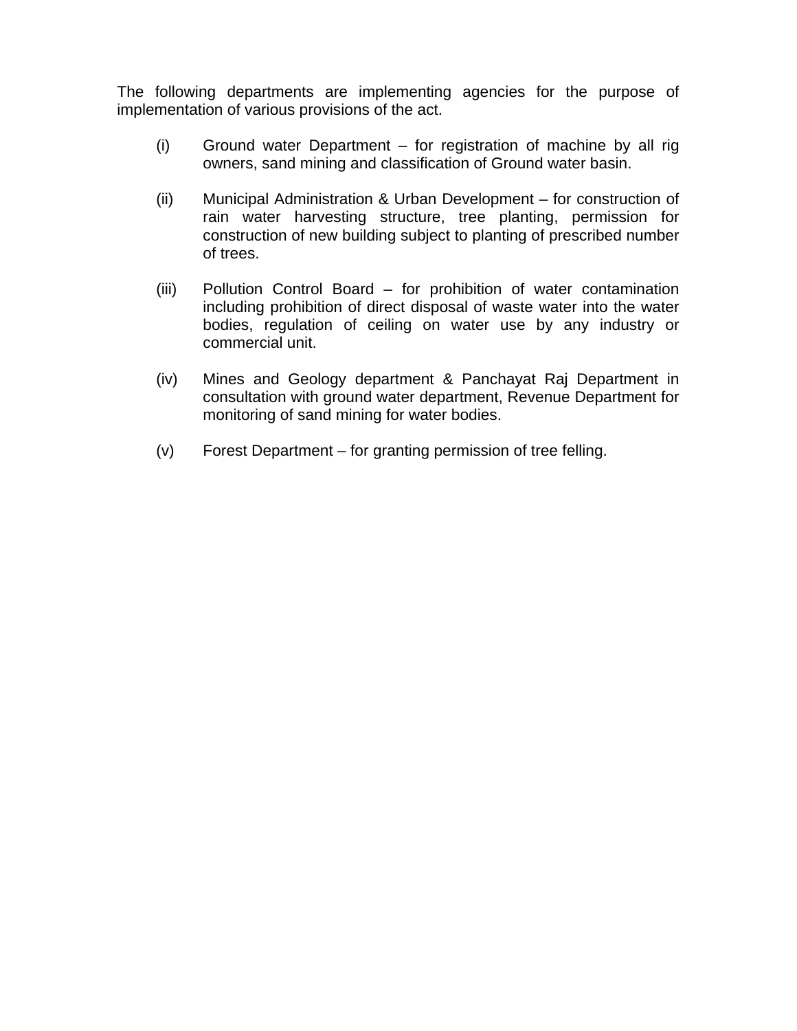The following departments are implementing agencies for the purpose of implementation of various provisions of the act.

(i) Ground water Department – for registration of machine by all rig owners, sand mining and classification of Ground water basin.

(ii) Municipal Administration & Urban Development – for construction of rain water harvesting structure, tree planting, permission for construction of new building subject to planting of prescribed number of trees.

(iii) Pollution Control Board – for prohibition of water contamination including prohibition of direct disposal of waste water into the water bodies, regulation of ceiling on water use by any industry or commercial unit.

(iv) Mines and Geology department & Panchayat Raj Department in consultation with ground water department, Revenue Department for monitoring of sand mining for water bodies.

(v) Forest Department – for granting permission of tree felling.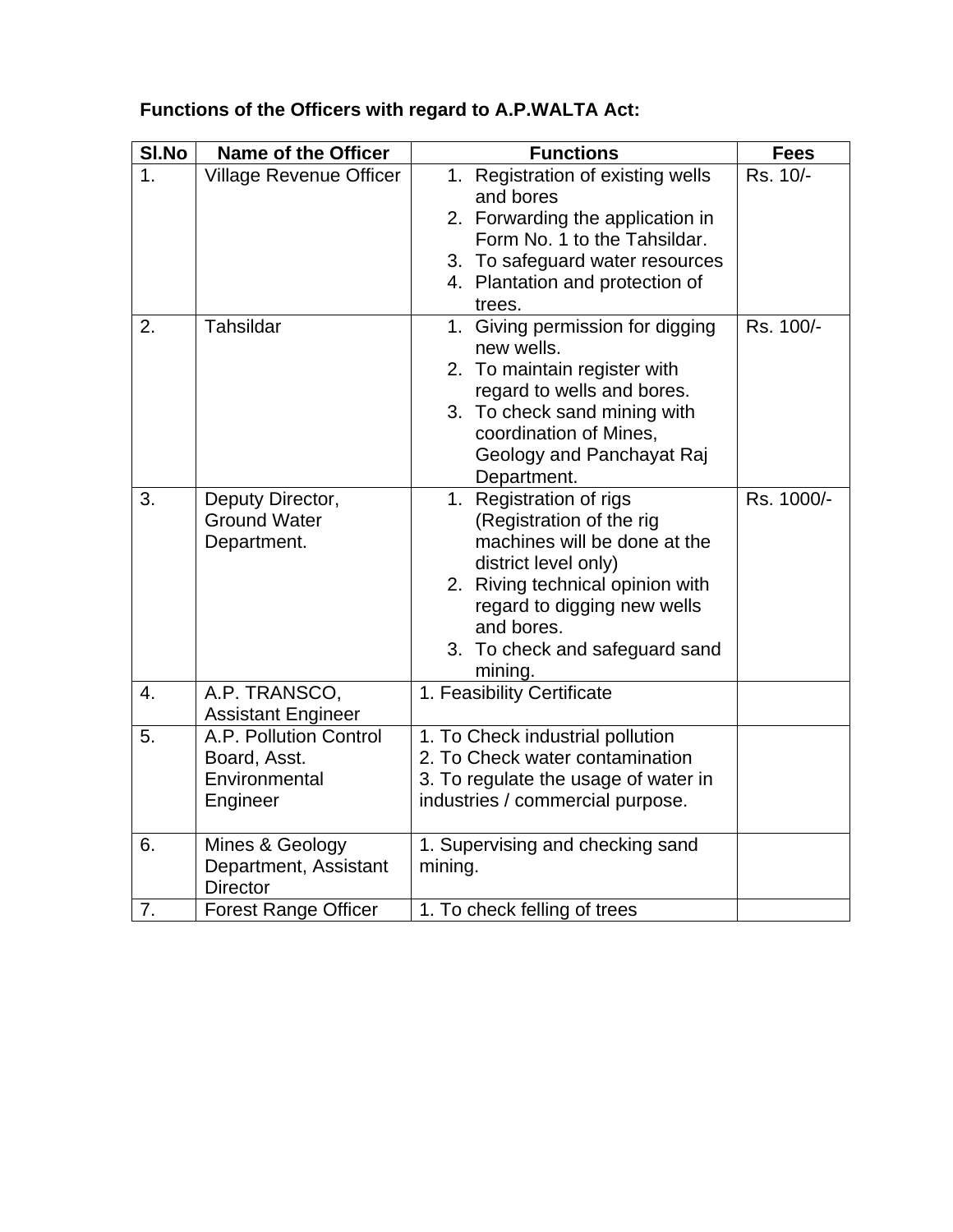**Functions of the Officers with regard to A.P.WALTA Act:**

| Sl.No | Name of the Officer | Functions | Fees |
|---|---|---|---|
| 1. | Village Revenue Officer | 1. Registration of existing wells and bores<br>2. Forwarding the application in Form No. 1 to the Tahsildar.<br>3. To safeguard water resources<br>4. Plantation and protection of trees. | Rs. 10/- |
| 2. | Tahsildar | 1. Giving permission for digging new wells.<br>2. To maintain register with regard to wells and bores.<br>3. To check sand mining with coordination of Mines, Geology and Panchayat Raj Department. | Rs. 100/- |
| 3. | Deputy Director, Ground Water Department. | 1. Registration of rigs (Registration of the rig machines will be done at the district level only)<br>2. Riving technical opinion with regard to digging new wells and bores.<br>3. To check and safeguard sand mining. | Rs. 1000/- |
| 4. | A.P. TRANSCO, Assistant Engineer | 1. Feasibility Certificate | |
| 5. | A.P. Pollution Control Board, Asst. Environmental Engineer | 1. To Check industrial pollution<br>2. To Check water contamination<br>3. To regulate the usage of water in industries / commercial purpose. | |
| 6. | Mines & Geology Department, Assistant Director | 1. Supervising and checking sand mining. | |
| 7. | Forest Range Officer | 1. To check felling of trees | |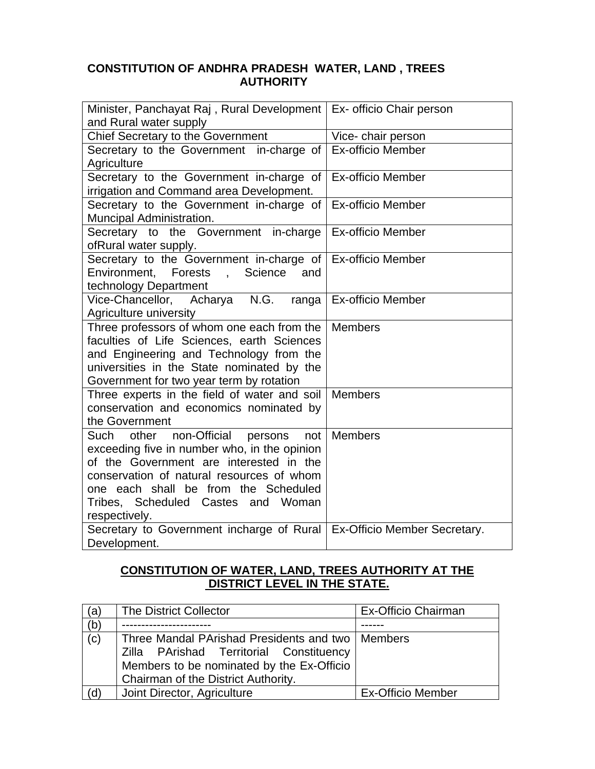## CONSTITUTION OF ANDHRA PRADESH WATER, LAND , TREES AUTHORITY

| | |
|---|---|
| Minister, Panchayat Raj , Rural Development and Rural water supply | Ex- officio Chair person |
| Chief Secretary to the Government | Vice- chair person |
| Secretary to the Government in-charge of Agriculture | Ex-officio Member |
| Secretary to the Government in-charge of irrigation and Command area Development. | Ex-officio Member |
| Secretary to the Government in-charge of Muncipal Administration. | Ex-officio Member |
| Secretary to the Government in-charge ofRural water supply. | Ex-officio Member |
| Secretary to the Government in-charge of Environment, Forests , Science and technology Department | Ex-officio Member |
| Vice-Chancellor, Acharya N.G. ranga Agriculture university | Ex-officio Member |
| Three professors of whom one each from the faculties of Life Sciences, earth Sciences and Engineering and Technology from the universities in the State nominated by the Government for two year term by rotation | Members |
| Three experts in the field of water and soil conservation and economics nominated by the Government | Members |
| Such other non-Official persons not exceeding five in number who, in the opinion of the Government are interested in the conservation of natural resources of whom one each shall be from the Scheduled Tribes, Scheduled Castes and Woman respectively. | Members |
| Secretary to Government incharge of Rural Development. | Ex-Officio Member Secretary. |

## CONSTITUTION OF WATER, LAND, TREES AUTHORITY AT THE DISTRICT LEVEL IN THE STATE.

| | | |
|---|---|---|
| (a) | The District Collector | Ex-Officio Chairman |
| (b) | ---------------------- | ------ |
| (c) | Three Mandal PArishad Presidents and two Zilla PArishad Territorial Constituency Members to be nominated by the Ex-Officio Chairman of the District Authority. | Members |
| (d) | Joint Director, Agriculture | Ex-Officio Member |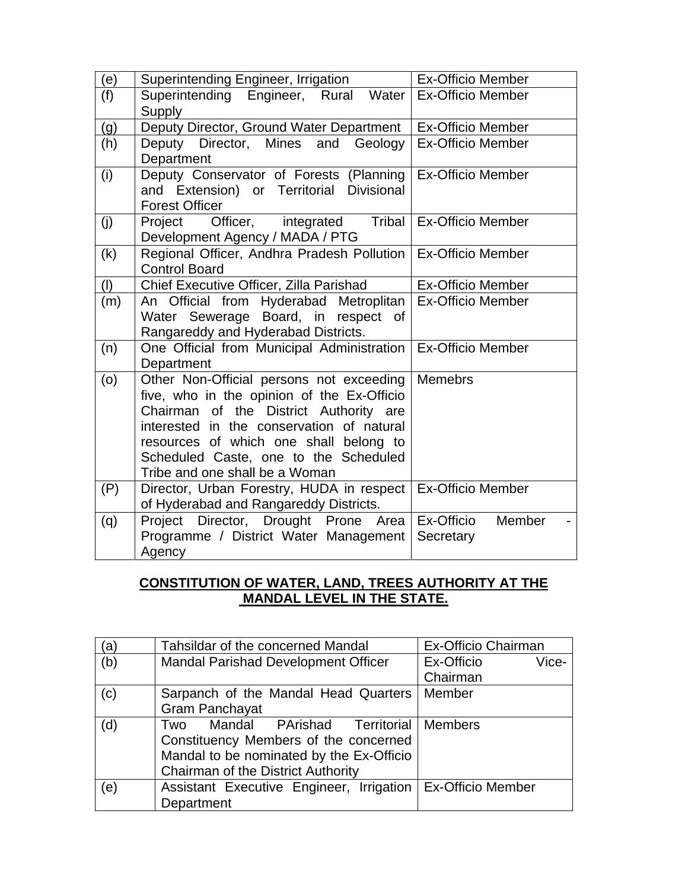| (e) | Superintending Engineer, Irrigation | Ex-Officio Member |
|---|---|---|
| (f) | Superintending Engineer, Rural Water Supply | Ex-Officio Member |
| (g) | Deputy Director, Ground Water Department | Ex-Officio Member |
| (h) | Deputy Director, Mines and Geology Department | Ex-Officio Member |
| (i) | Deputy Conservator of Forests (Planning and Extension) or Territorial Divisional Forest Officer | Ex-Officio Member |
| (j) | Project Officer, integrated Tribal Development Agency / MADA / PTG | Ex-Officio Member |
| (k) | Regional Officer, Andhra Pradesh Pollution Control Board | Ex-Officio Member |
| (l) | Chief Executive Officer, Zilla Parishad | Ex-Officio Member |
| (m) | An Official from Hyderabad Metroplitan Water Sewerage Board, in respect of Rangareddy and Hyderabad Districts. | Ex-Officio Member |
| (n) | One Official from Municipal Administration Department | Ex-Officio Member |
| (o) | Other Non-Official persons not exceeding five, who in the opinion of the Ex-Officio Chairman of the District Authority are interested in the conservation of natural resources of which one shall belong to Scheduled Caste, one to the Scheduled Tribe and one shall be a Woman | Memebrs |
| (P) | Director, Urban Forestry, HUDA in respect of Hyderabad and Rangareddy Districts. | Ex-Officio Member |
| (q) | Project Director, Drought Prone Area Programme / District Water Management Agency | Ex-Officio Member - Secretary |

**<u>CONSTITUTION OF WATER, LAND, TREES AUTHORITY AT THE MANDAL LEVEL IN THE STATE.</u>**

| (a) | Tahsildar of the concerned Mandal | Ex-Officio Chairman |
|---|---|---|
| (b) | Mandal Parishad Development Officer | Ex-Officio Vice-Chairman |
| (c) | Sarpanch of the Mandal Head Quarters Gram Panchayat | Member |
| (d) | Two Mandal PArishad Territorial Constituency Members of the concerned Mandal to be nominated by the Ex-Officio Chairman of the District Authority | Members |
| (e) | Assistant Executive Engineer, Irrigation Department | Ex-Officio Member |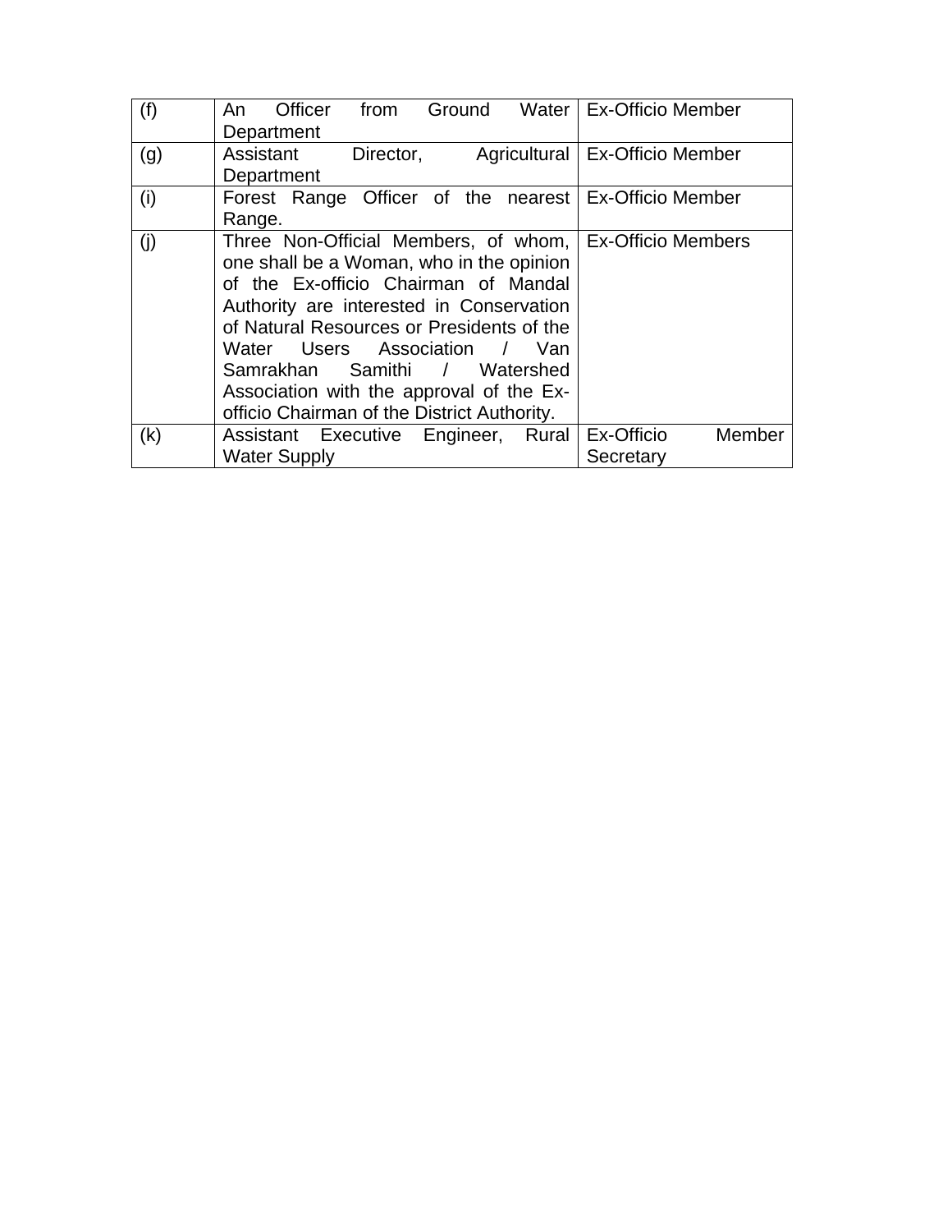| | | |
|---|---|---|
| (f) | An Officer from Ground Water Department | Ex-Officio Member |
| (g) | Assistant Director, Agricultural Department | Ex-Officio Member |
| (i) | Forest Range Officer of the nearest Range. | Ex-Officio Member |
| (j) | Three Non-Official Members, of whom, one shall be a Woman, who in the opinion of the Ex-officio Chairman of Mandal Authority are interested in Conservation of Natural Resources or Presidents of the Water Users Association / Van Samrakhan Samithi / Watershed Association with the approval of the Ex-officio Chairman of the District Authority. | Ex-Officio Members |
| (k) | Assistant Executive Engineer, Rural Water Supply | Ex-Officio Member Secretary |